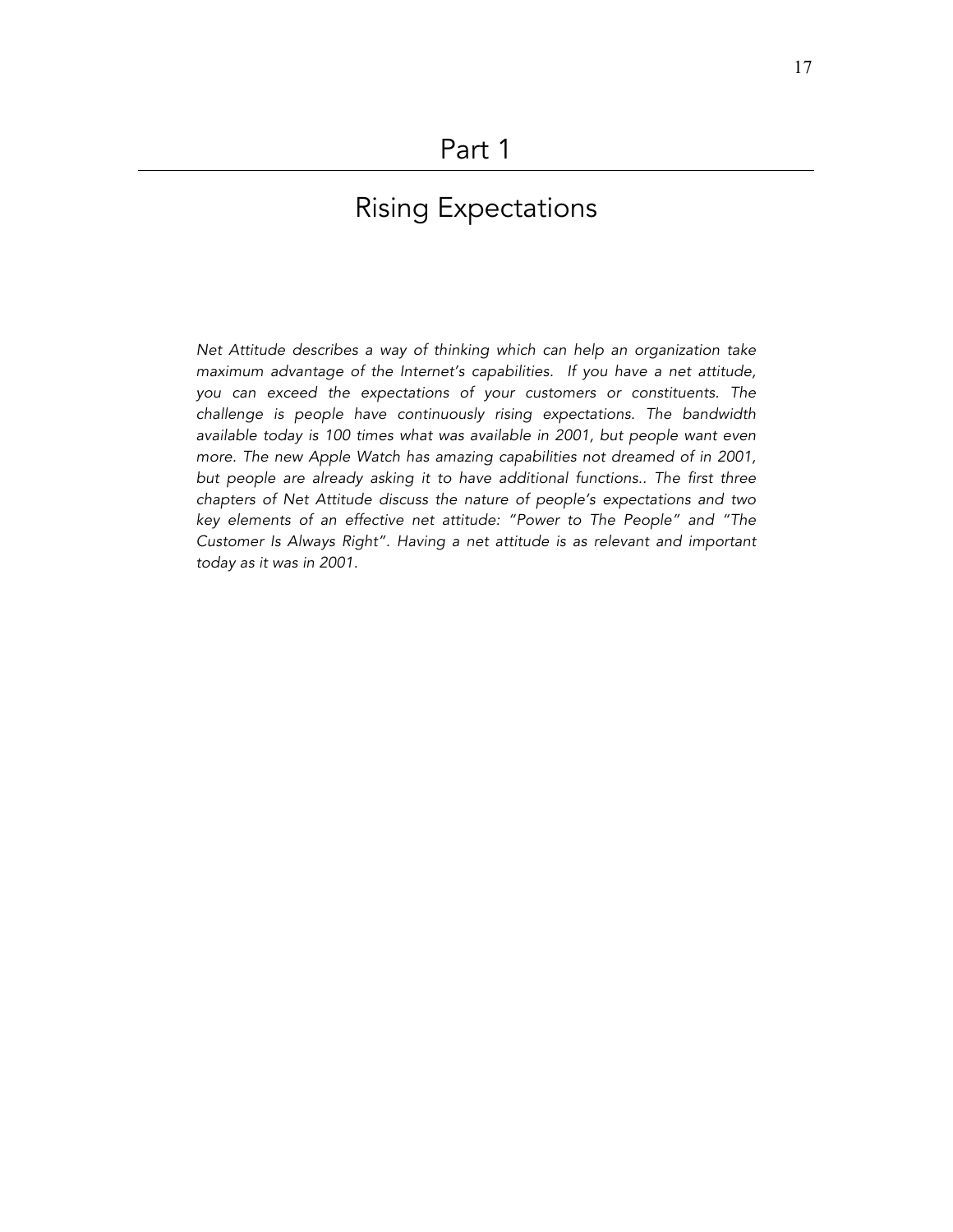# Part 1

## Rising Expectations

*Net Attitude describes a way of thinking which can help an organization take maximum advantage of the Internet's capabilities. If you have a net attitude, you can exceed the expectations of your customers or constituents. The challenge is people have continuously rising expectations. The bandwidth available today is 100 times what was available in 2001, but people want even more. The new Apple Watch has amazing capabilities not dreamed of in 2001, but people are already asking it to have additional functions.. The first three chapters of Net Attitude discuss the nature of people's expectations and two key elements of an effective net attitude: "Power to The People" and "The Customer Is Always Right". Having a net attitude is as relevant and important today as it was in 2001.*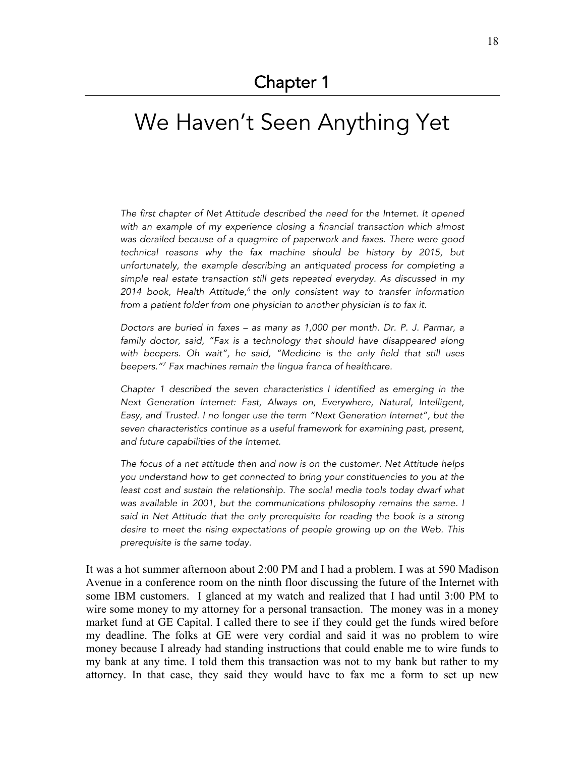# Chapter 1

## We Haven't Seen Anything Yet

*The first chapter of Net Attitude described the need for the Internet. It opened with an example of my experience closing a financial transaction which almost was derailed because of a quagmire of paperwork and faxes. There were good technical reasons why the fax machine should be history by 2015, but unfortunately, the example describing an antiquated process for completing a simple real estate transaction still gets repeated everyday. As discussed in my 2014 book, Health Attitude,[6] the only consistent way to transfer information from a patient folder from one physician to another physician is to fax it.*

*Doctors are buried in faxes – as many as 1,000 per month. Dr. P. J. Parmar, a family doctor, said, "Fax is a technology that should have disappeared along with beepers. Oh wait", he said, "Medicine is the only field that still uses beepers."[7] Fax machines remain the lingua franca of healthcare.*

*Chapter 1 described the seven characteristics I identified as emerging in the Next Generation Internet: Fast, Always on, Everywhere, Natural, Intelligent, Easy, and Trusted. I no longer use the term "Next Generation Internet", but the seven characteristics continue as a useful framework for examining past, present, and future capabilities of the Internet.*

*The focus of a net attitude then and now is on the customer. Net Attitude helps you understand how to get connected to bring your constituencies to you at the least cost and sustain the relationship. The social media tools today dwarf what was available in 2001, but the communications philosophy remains the same. I said in Net Attitude that the only prerequisite for reading the book is a strong desire to meet the rising expectations of people growing up on the Web. This prerequisite is the same today.*

It was a hot summer afternoon about 2:00 PM and I had a problem. I was at 590 Madison Avenue in a conference room on the ninth floor discussing the future of the Internet with some IBM customers. I glanced at my watch and realized that I had until 3:00 PM to wire some money to my attorney for a personal transaction. The money was in a money market fund at GE Capital. I called there to see if they could get the funds wired before my deadline. The folks at GE were very cordial and said it was no problem to wire money because I already had standing instructions that could enable me to wire funds to my bank at any time. I told them this transaction was not to my bank but rather to my attorney. In that case, they said they would have to fax me a form to set up new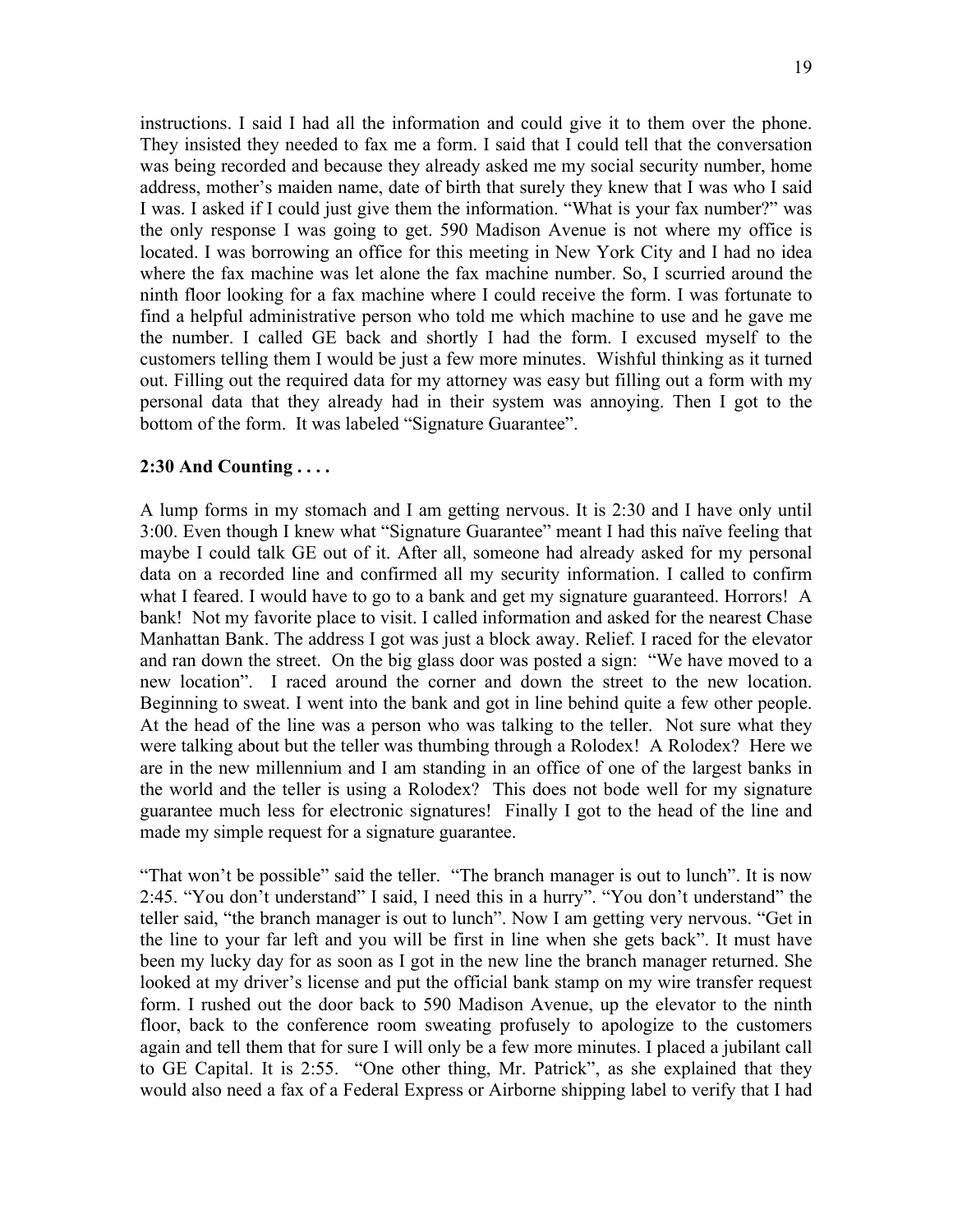instructions. I said I had all the information and could give it to them over the phone. They insisted they needed to fax me a form. I said that I could tell that the conversation was being recorded and because they already asked me my social security number, home address, mother's maiden name, date of birth that surely they knew that I was who I said I was. I asked if I could just give them the information. "What is your fax number?" was the only response I was going to get. 590 Madison Avenue is not where my office is located. I was borrowing an office for this meeting in New York City and I had no idea where the fax machine was let alone the fax machine number. So, I scurried around the ninth floor looking for a fax machine where I could receive the form. I was fortunate to find a helpful administrative person who told me which machine to use and he gave me the number. I called GE back and shortly I had the form. I excused myself to the customers telling them I would be just a few more minutes. Wishful thinking as it turned out. Filling out the required data for my attorney was easy but filling out a form with my personal data that they already had in their system was annoying. Then I got to the bottom of the form. It was labeled "Signature Guarantee".

**2:30 And Counting . . . .**

A lump forms in my stomach and I am getting nervous. It is 2:30 and I have only until 3:00. Even though I knew what "Signature Guarantee" meant I had this naïve feeling that maybe I could talk GE out of it. After all, someone had already asked for my personal data on a recorded line and confirmed all my security information. I called to confirm what I feared. I would have to go to a bank and get my signature guaranteed. Horrors! A bank! Not my favorite place to visit. I called information and asked for the nearest Chase Manhattan Bank. The address I got was just a block away. Relief. I raced for the elevator and ran down the street. On the big glass door was posted a sign: "We have moved to a new location". I raced around the corner and down the street to the new location. Beginning to sweat. I went into the bank and got in line behind quite a few other people. At the head of the line was a person who was talking to the teller. Not sure what they were talking about but the teller was thumbing through a Rolodex! A Rolodex? Here we are in the new millennium and I am standing in an office of one of the largest banks in the world and the teller is using a Rolodex? This does not bode well for my signature guarantee much less for electronic signatures! Finally I got to the head of the line and made my simple request for a signature guarantee.

"That won't be possible" said the teller. "The branch manager is out to lunch". It is now 2:45. "You don't understand" I said, I need this in a hurry". "You don't understand" the teller said, "the branch manager is out to lunch". Now I am getting very nervous. "Get in the line to your far left and you will be first in line when she gets back". It must have been my lucky day for as soon as I got in the new line the branch manager returned. She looked at my driver's license and put the official bank stamp on my wire transfer request form. I rushed out the door back to 590 Madison Avenue, up the elevator to the ninth floor, back to the conference room sweating profusely to apologize to the customers again and tell them that for sure I will only be a few more minutes. I placed a jubilant call to GE Capital. It is 2:55. "One other thing, Mr. Patrick", as she explained that they would also need a fax of a Federal Express or Airborne shipping label to verify that I had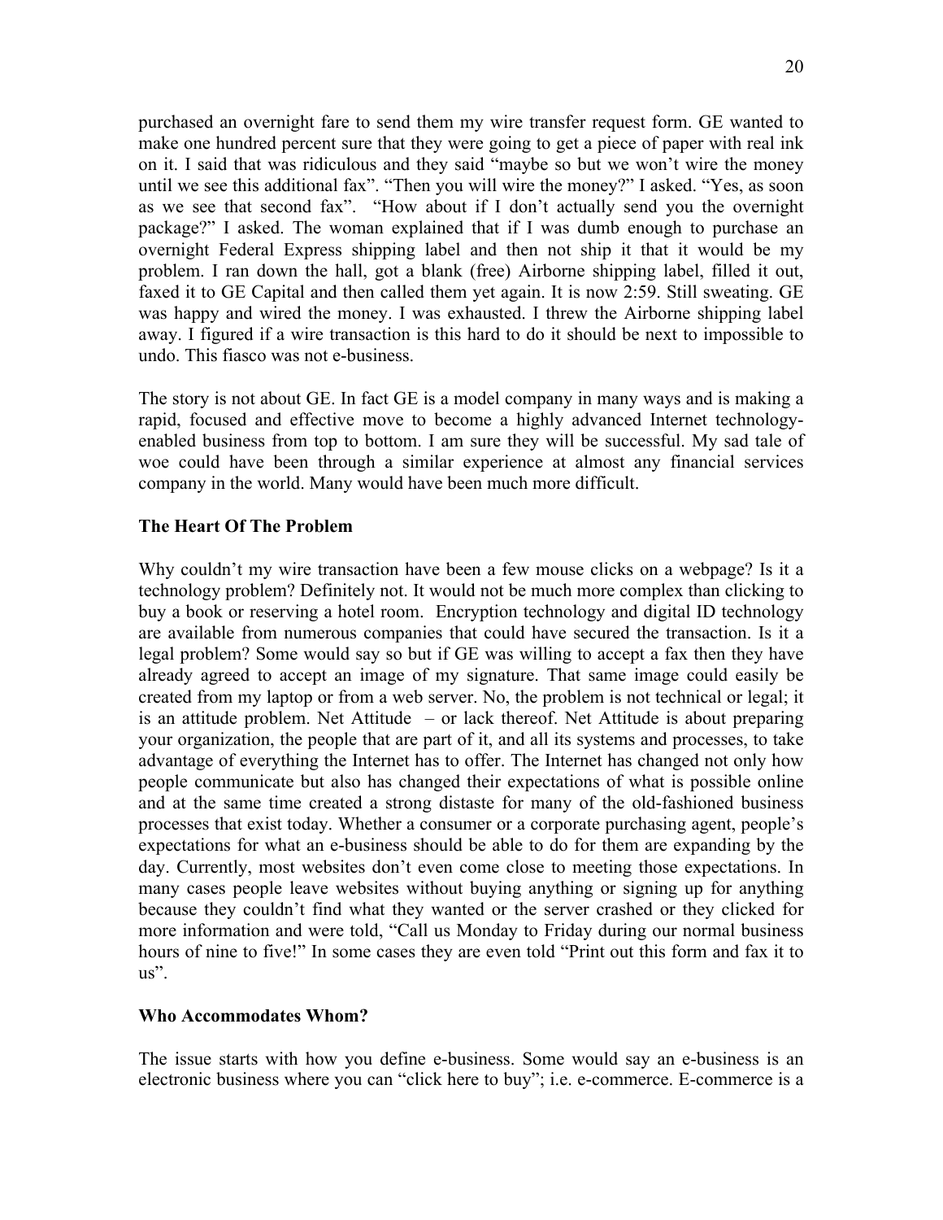purchased an overnight fare to send them my wire transfer request form. GE wanted to make one hundred percent sure that they were going to get a piece of paper with real ink on it. I said that was ridiculous and they said "maybe so but we won't wire the money until we see this additional fax". "Then you will wire the money?" I asked. "Yes, as soon as we see that second fax". "How about if I don't actually send you the overnight package?" I asked. The woman explained that if I was dumb enough to purchase an overnight Federal Express shipping label and then not ship it that it would be my problem. I ran down the hall, got a blank (free) Airborne shipping label, filled it out, faxed it to GE Capital and then called them yet again. It is now 2:59. Still sweating. GE was happy and wired the money. I was exhausted. I threw the Airborne shipping label away. I figured if a wire transaction is this hard to do it should be next to impossible to undo. This fiasco was not e-business.

The story is not about GE. In fact GE is a model company in many ways and is making a rapid, focused and effective move to become a highly advanced Internet technology-enabled business from top to bottom. I am sure they will be successful. My sad tale of woe could have been through a similar experience at almost any financial services company in the world. Many would have been much more difficult.

**The Heart Of The Problem**

Why couldn't my wire transaction have been a few mouse clicks on a webpage? Is it a technology problem? Definitely not. It would not be much more complex than clicking to buy a book or reserving a hotel room. Encryption technology and digital ID technology are available from numerous companies that could have secured the transaction. Is it a legal problem? Some would say so but if GE was willing to accept a fax then they have already agreed to accept an image of my signature. That same image could easily be created from my laptop or from a web server. No, the problem is not technical or legal; it is an attitude problem. Net Attitude – or lack thereof. Net Attitude is about preparing your organization, the people that are part of it, and all its systems and processes, to take advantage of everything the Internet has to offer. The Internet has changed not only how people communicate but also has changed their expectations of what is possible online and at the same time created a strong distaste for many of the old-fashioned business processes that exist today. Whether a consumer or a corporate purchasing agent, people's expectations for what an e-business should be able to do for them are expanding by the day. Currently, most websites don't even come close to meeting those expectations. In many cases people leave websites without buying anything or signing up for anything because they couldn't find what they wanted or the server crashed or they clicked for more information and were told, "Call us Monday to Friday during our normal business hours of nine to five!" In some cases they are even told "Print out this form and fax it to us".

**Who Accommodates Whom?**

The issue starts with how you define e-business. Some would say an e-business is an electronic business where you can "click here to buy"; i.e. e-commerce. E-commerce is a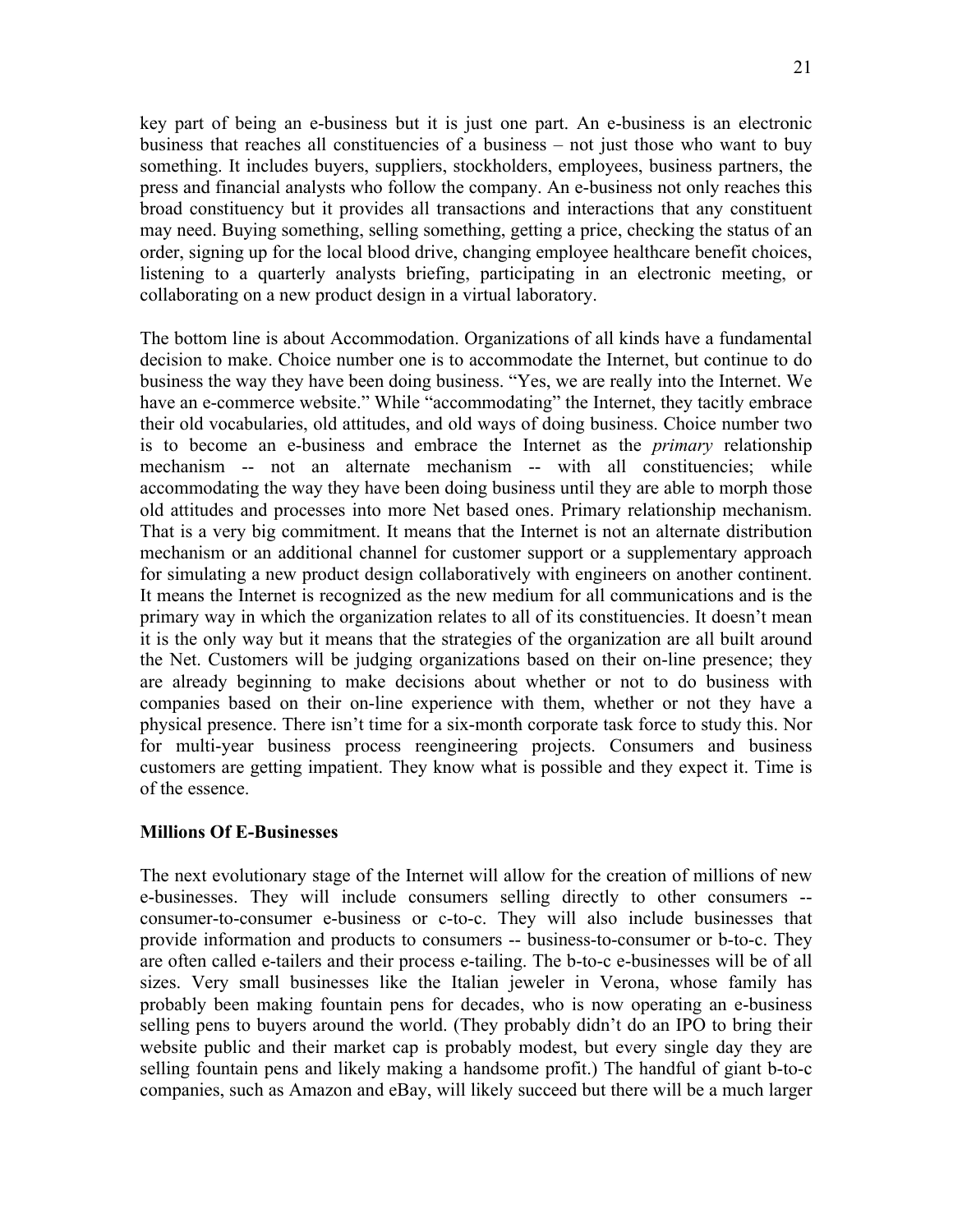key part of being an e-business but it is just one part. An e-business is an electronic business that reaches all constituencies of a business – not just those who want to buy something. It includes buyers, suppliers, stockholders, employees, business partners, the press and financial analysts who follow the company. An e-business not only reaches this broad constituency but it provides all transactions and interactions that any constituent may need. Buying something, selling something, getting a price, checking the status of an order, signing up for the local blood drive, changing employee healthcare benefit choices, listening to a quarterly analysts briefing, participating in an electronic meeting, or collaborating on a new product design in a virtual laboratory.

The bottom line is about Accommodation. Organizations of all kinds have a fundamental decision to make. Choice number one is to accommodate the Internet, but continue to do business the way they have been doing business. "Yes, we are really into the Internet. We have an e-commerce website." While "accommodating" the Internet, they tacitly embrace their old vocabularies, old attitudes, and old ways of doing business. Choice number two is to become an e-business and embrace the Internet as the *primary* relationship mechanism -- not an alternate mechanism -- with all constituencies; while accommodating the way they have been doing business until they are able to morph those old attitudes and processes into more Net based ones. Primary relationship mechanism. That is a very big commitment. It means that the Internet is not an alternate distribution mechanism or an additional channel for customer support or a supplementary approach for simulating a new product design collaboratively with engineers on another continent. It means the Internet is recognized as the new medium for all communications and is the primary way in which the organization relates to all of its constituencies. It doesn't mean it is the only way but it means that the strategies of the organization are all built around the Net. Customers will be judging organizations based on their on-line presence; they are already beginning to make decisions about whether or not to do business with companies based on their on-line experience with them, whether or not they have a physical presence. There isn't time for a six-month corporate task force to study this. Nor for multi-year business process reengineering projects. Consumers and business customers are getting impatient. They know what is possible and they expect it. Time is of the essence.

**Millions Of E-Businesses**

The next evolutionary stage of the Internet will allow for the creation of millions of new e-businesses. They will include consumers selling directly to other consumers -- consumer-to-consumer e-business or c-to-c. They will also include businesses that provide information and products to consumers -- business-to-consumer or b-to-c. They are often called e-tailers and their process e-tailing. The b-to-c e-businesses will be of all sizes. Very small businesses like the Italian jeweler in Verona, whose family has probably been making fountain pens for decades, who is now operating an e-business selling pens to buyers around the world. (They probably didn't do an IPO to bring their website public and their market cap is probably modest, but every single day they are selling fountain pens and likely making a handsome profit.) The handful of giant b-to-c companies, such as Amazon and eBay, will likely succeed but there will be a much larger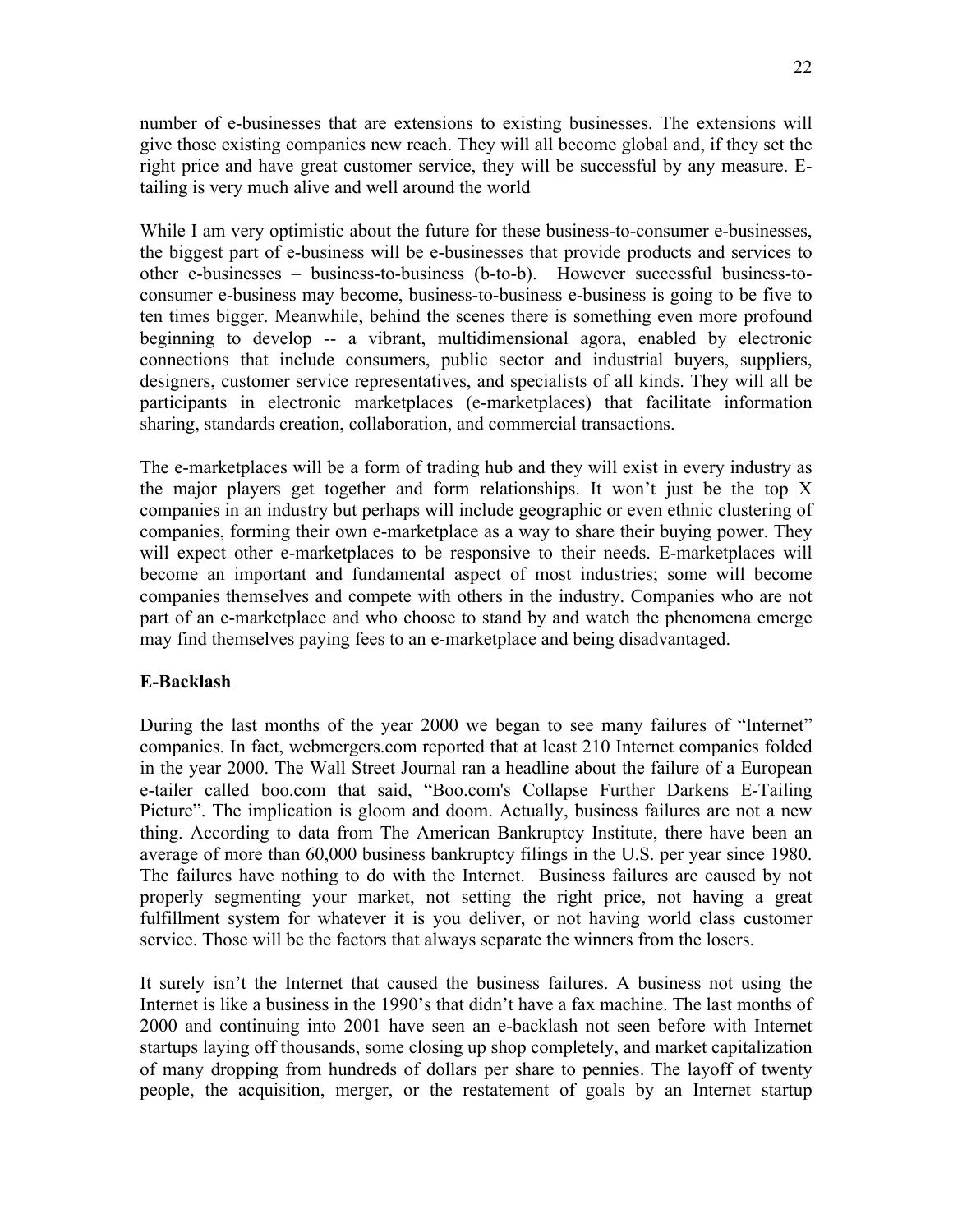number of e-businesses that are extensions to existing businesses. The extensions will give those existing companies new reach. They will all become global and, if they set the right price and have great customer service, they will be successful by any measure. E-tailing is very much alive and well around the world

While I am very optimistic about the future for these business-to-consumer e-businesses, the biggest part of e-business will be e-businesses that provide products and services to other e-businesses – business-to-business (b-to-b). However successful business-to-consumer e-business may become, business-to-business e-business is going to be five to ten times bigger. Meanwhile, behind the scenes there is something even more profound beginning to develop -- a vibrant, multidimensional agora, enabled by electronic connections that include consumers, public sector and industrial buyers, suppliers, designers, customer service representatives, and specialists of all kinds. They will all be participants in electronic marketplaces (e-marketplaces) that facilitate information sharing, standards creation, collaboration, and commercial transactions.

The e-marketplaces will be a form of trading hub and they will exist in every industry as the major players get together and form relationships. It won't just be the top X companies in an industry but perhaps will include geographic or even ethnic clustering of companies, forming their own e-marketplace as a way to share their buying power. They will expect other e-marketplaces to be responsive to their needs. E-marketplaces will become an important and fundamental aspect of most industries; some will become companies themselves and compete with others in the industry. Companies who are not part of an e-marketplace and who choose to stand by and watch the phenomena emerge may find themselves paying fees to an e-marketplace and being disadvantaged.

**E-Backlash**

During the last months of the year 2000 we began to see many failures of "Internet" companies. In fact, webmergers.com reported that at least 210 Internet companies folded in the year 2000. The Wall Street Journal ran a headline about the failure of a European e-tailer called boo.com that said, "Boo.com's Collapse Further Darkens E-Tailing Picture". The implication is gloom and doom. Actually, business failures are not a new thing. According to data from The American Bankruptcy Institute, there have been an average of more than 60,000 business bankruptcy filings in the U.S. per year since 1980. The failures have nothing to do with the Internet. Business failures are caused by not properly segmenting your market, not setting the right price, not having a great fulfillment system for whatever it is you deliver, or not having world class customer service. Those will be the factors that always separate the winners from the losers.

It surely isn't the Internet that caused the business failures. A business not using the Internet is like a business in the 1990's that didn't have a fax machine. The last months of 2000 and continuing into 2001 have seen an e-backlash not seen before with Internet startups laying off thousands, some closing up shop completely, and market capitalization of many dropping from hundreds of dollars per share to pennies. The layoff of twenty people, the acquisition, merger, or the restatement of goals by an Internet startup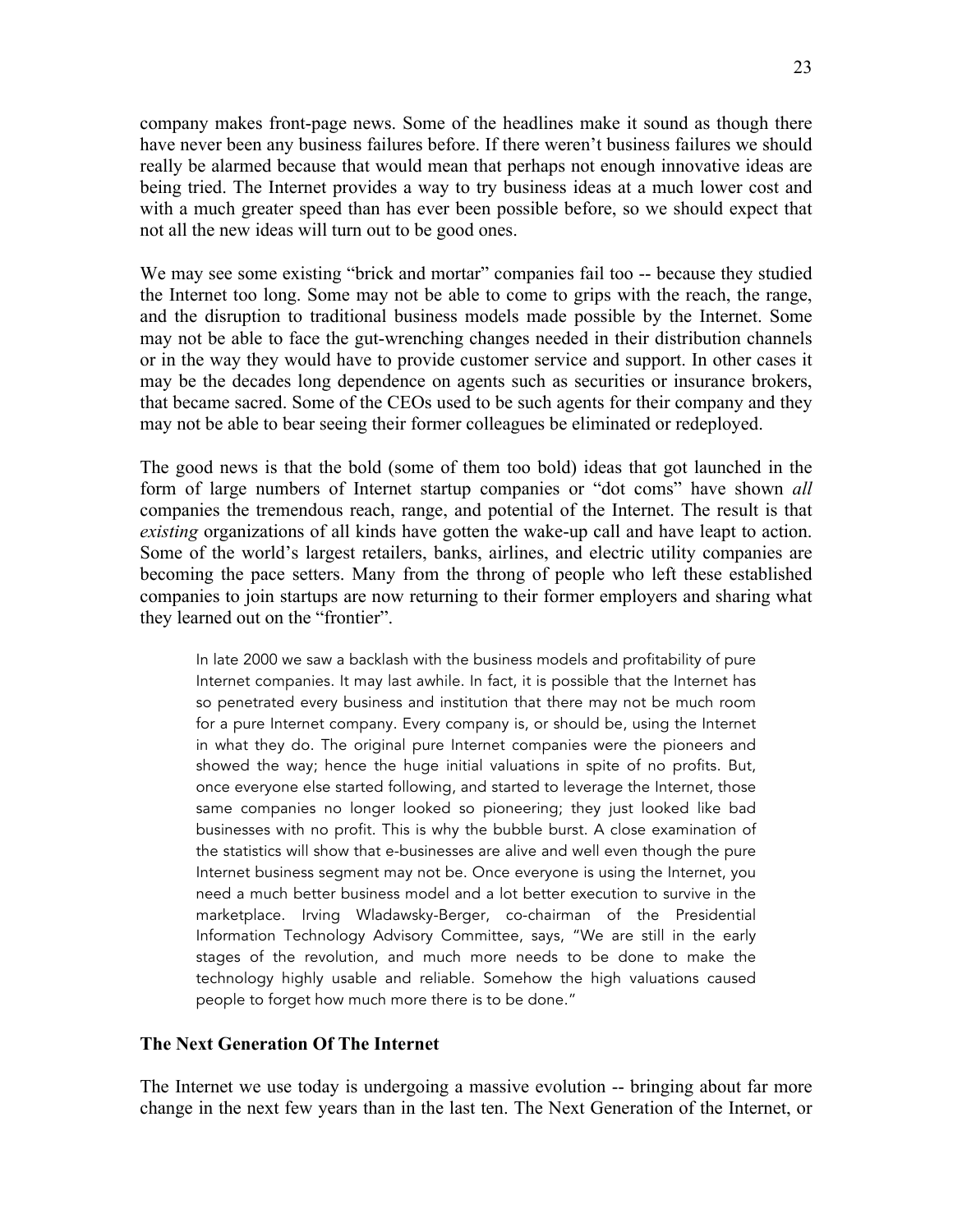company makes front-page news. Some of the headlines make it sound as though there have never been any business failures before. If there weren't business failures we should really be alarmed because that would mean that perhaps not enough innovative ideas are being tried. The Internet provides a way to try business ideas at a much lower cost and with a much greater speed than has ever been possible before, so we should expect that not all the new ideas will turn out to be good ones.

We may see some existing "brick and mortar" companies fail too -- because they studied the Internet too long. Some may not be able to come to grips with the reach, the range, and the disruption to traditional business models made possible by the Internet. Some may not be able to face the gut-wrenching changes needed in their distribution channels or in the way they would have to provide customer service and support. In other cases it may be the decades long dependence on agents such as securities or insurance brokers, that became sacred. Some of the CEOs used to be such agents for their company and they may not be able to bear seeing their former colleagues be eliminated or redeployed.

The good news is that the bold (some of them too bold) ideas that got launched in the form of large numbers of Internet startup companies or "dot coms" have shown *all* companies the tremendous reach, range, and potential of the Internet. The result is that *existing* organizations of all kinds have gotten the wake-up call and have leapt to action. Some of the world's largest retailers, banks, airlines, and electric utility companies are becoming the pace setters. Many from the throng of people who left these established companies to join startups are now returning to their former employers and sharing what they learned out on the "frontier".

> In late 2000 we saw a backlash with the business models and profitability of pure Internet companies. It may last awhile. In fact, it is possible that the Internet has so penetrated every business and institution that there may not be much room for a pure Internet company. Every company is, or should be, using the Internet in what they do. The original pure Internet companies were the pioneers and showed the way; hence the huge initial valuations in spite of no profits. But, once everyone else started following, and started to leverage the Internet, those same companies no longer looked so pioneering; they just looked like bad businesses with no profit. This is why the bubble burst. A close examination of the statistics will show that e-businesses are alive and well even though the pure Internet business segment may not be. Once everyone is using the Internet, you need a much better business model and a lot better execution to survive in the marketplace. Irving Wladawsky-Berger, co-chairman of the Presidential Information Technology Advisory Committee, says, "We are still in the early stages of the revolution, and much more needs to be done to make the technology highly usable and reliable. Somehow the high valuations caused people to forget how much more there is to be done."

### The Next Generation Of The Internet

The Internet we use today is undergoing a massive evolution -- bringing about far more change in the next few years than in the last ten. The Next Generation of the Internet, or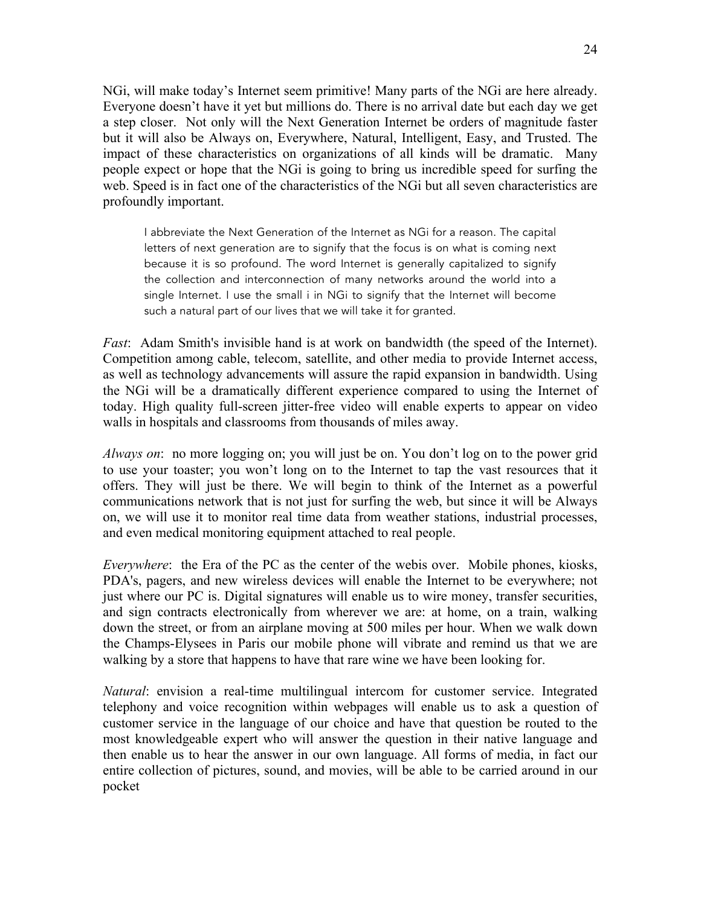NGi, will make today's Internet seem primitive! Many parts of the NGi are here already. Everyone doesn't have it yet but millions do. There is no arrival date but each day we get a step closer. Not only will the Next Generation Internet be orders of magnitude faster but it will also be Always on, Everywhere, Natural, Intelligent, Easy, and Trusted. The impact of these characteristics on organizations of all kinds will be dramatic. Many people expect or hope that the NGi is going to bring us incredible speed for surfing the web. Speed is in fact one of the characteristics of the NGi but all seven characteristics are profoundly important.

> I abbreviate the Next Generation of the Internet as NGi for a reason. The capital letters of next generation are to signify that the focus is on what is coming next because it is so profound. The word Internet is generally capitalized to signify the collection and interconnection of many networks around the world into a single Internet. I use the small i in NGi to signify that the Internet will become such a natural part of our lives that we will take it for granted.

*Fast*: Adam Smith's invisible hand is at work on bandwidth (the speed of the Internet). Competition among cable, telecom, satellite, and other media to provide Internet access, as well as technology advancements will assure the rapid expansion in bandwidth. Using the NGi will be a dramatically different experience compared to using the Internet of today. High quality full-screen jitter-free video will enable experts to appear on video walls in hospitals and classrooms from thousands of miles away.

*Always on*: no more logging on; you will just be on. You don't log on to the power grid to use your toaster; you won't long on to the Internet to tap the vast resources that it offers. They will just be there. We will begin to think of the Internet as a powerful communications network that is not just for surfing the web, but since it will be Always on, we will use it to monitor real time data from weather stations, industrial processes, and even medical monitoring equipment attached to real people.

*Everywhere*: the Era of the PC as the center of the webis over. Mobile phones, kiosks, PDA's, pagers, and new wireless devices will enable the Internet to be everywhere; not just where our PC is. Digital signatures will enable us to wire money, transfer securities, and sign contracts electronically from wherever we are: at home, on a train, walking down the street, or from an airplane moving at 500 miles per hour. When we walk down the Champs-Elysees in Paris our mobile phone will vibrate and remind us that we are walking by a store that happens to have that rare wine we have been looking for.

*Natural*: envision a real-time multilingual intercom for customer service. Integrated telephony and voice recognition within webpages will enable us to ask a question of customer service in the language of our choice and have that question be routed to the most knowledgeable expert who will answer the question in their native language and then enable us to hear the answer in our own language. All forms of media, in fact our entire collection of pictures, sound, and movies, will be able to be carried around in our pocket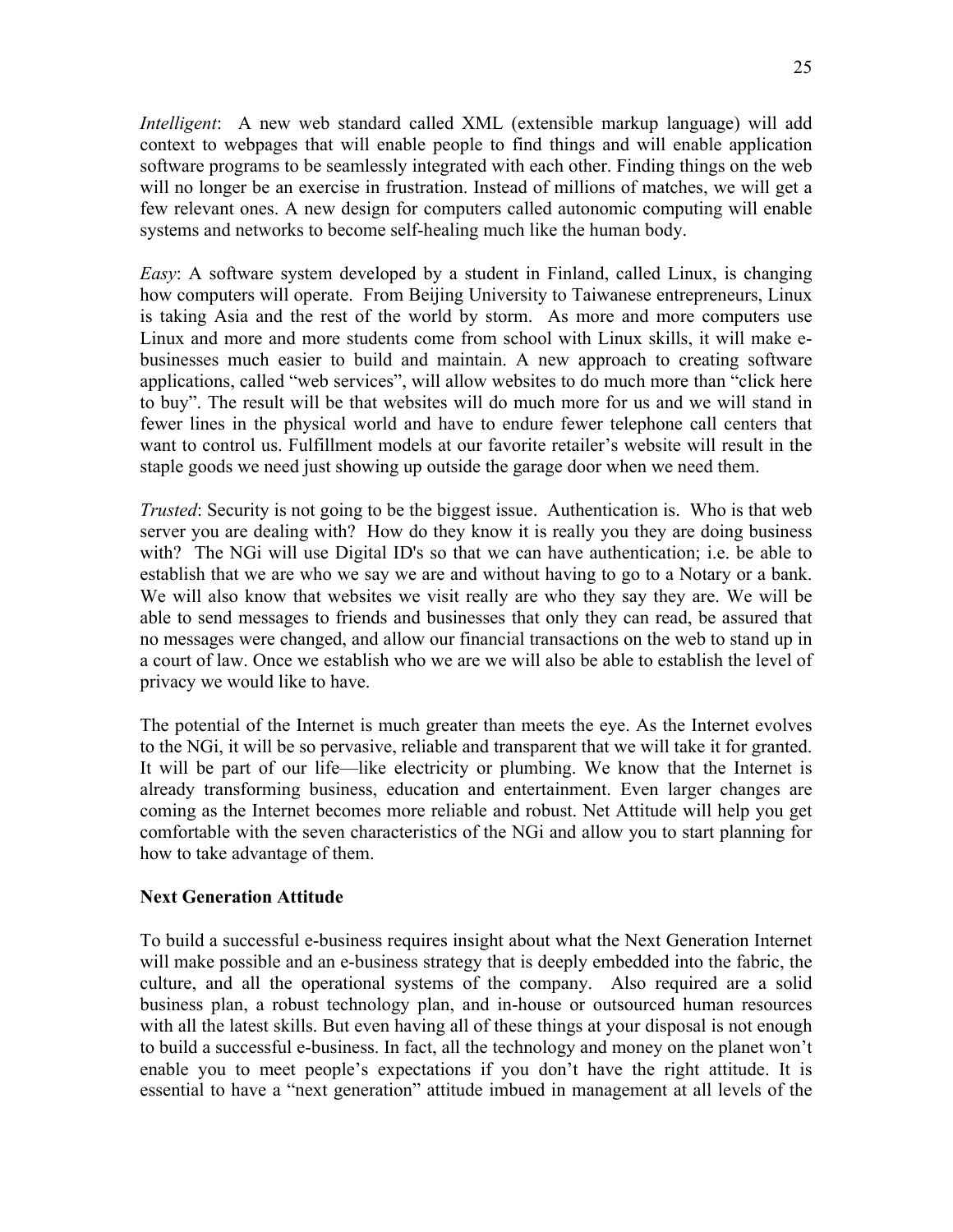*Intelligent*: A new web standard called XML (extensible markup language) will add context to webpages that will enable people to find things and will enable application software programs to be seamlessly integrated with each other. Finding things on the web will no longer be an exercise in frustration. Instead of millions of matches, we will get a few relevant ones. A new design for computers called autonomic computing will enable systems and networks to become self-healing much like the human body.

*Easy*: A software system developed by a student in Finland, called Linux, is changing how computers will operate. From Beijing University to Taiwanese entrepreneurs, Linux is taking Asia and the rest of the world by storm. As more and more computers use Linux and more and more students come from school with Linux skills, it will make e-businesses much easier to build and maintain. A new approach to creating software applications, called "web services", will allow websites to do much more than "click here to buy". The result will be that websites will do much more for us and we will stand in fewer lines in the physical world and have to endure fewer telephone call centers that want to control us. Fulfillment models at our favorite retailer's website will result in the staple goods we need just showing up outside the garage door when we need them.

*Trusted*: Security is not going to be the biggest issue. Authentication is. Who is that web server you are dealing with? How do they know it is really you they are doing business with? The NGi will use Digital ID's so that we can have authentication; i.e. be able to establish that we are who we say we are and without having to go to a Notary or a bank. We will also know that websites we visit really are who they say they are. We will be able to send messages to friends and businesses that only they can read, be assured that no messages were changed, and allow our financial transactions on the web to stand up in a court of law. Once we establish who we are we will also be able to establish the level of privacy we would like to have.

The potential of the Internet is much greater than meets the eye. As the Internet evolves to the NGi, it will be so pervasive, reliable and transparent that we will take it for granted. It will be part of our life—like electricity or plumbing. We know that the Internet is already transforming business, education and entertainment. Even larger changes are coming as the Internet becomes more reliable and robust. Net Attitude will help you get comfortable with the seven characteristics of the NGi and allow you to start planning for how to take advantage of them.

**Next Generation Attitude**

To build a successful e-business requires insight about what the Next Generation Internet will make possible and an e-business strategy that is deeply embedded into the fabric, the culture, and all the operational systems of the company. Also required are a solid business plan, a robust technology plan, and in-house or outsourced human resources with all the latest skills. But even having all of these things at your disposal is not enough to build a successful e-business. In fact, all the technology and money on the planet won't enable you to meet people's expectations if you don't have the right attitude. It is essential to have a "next generation" attitude imbued in management at all levels of the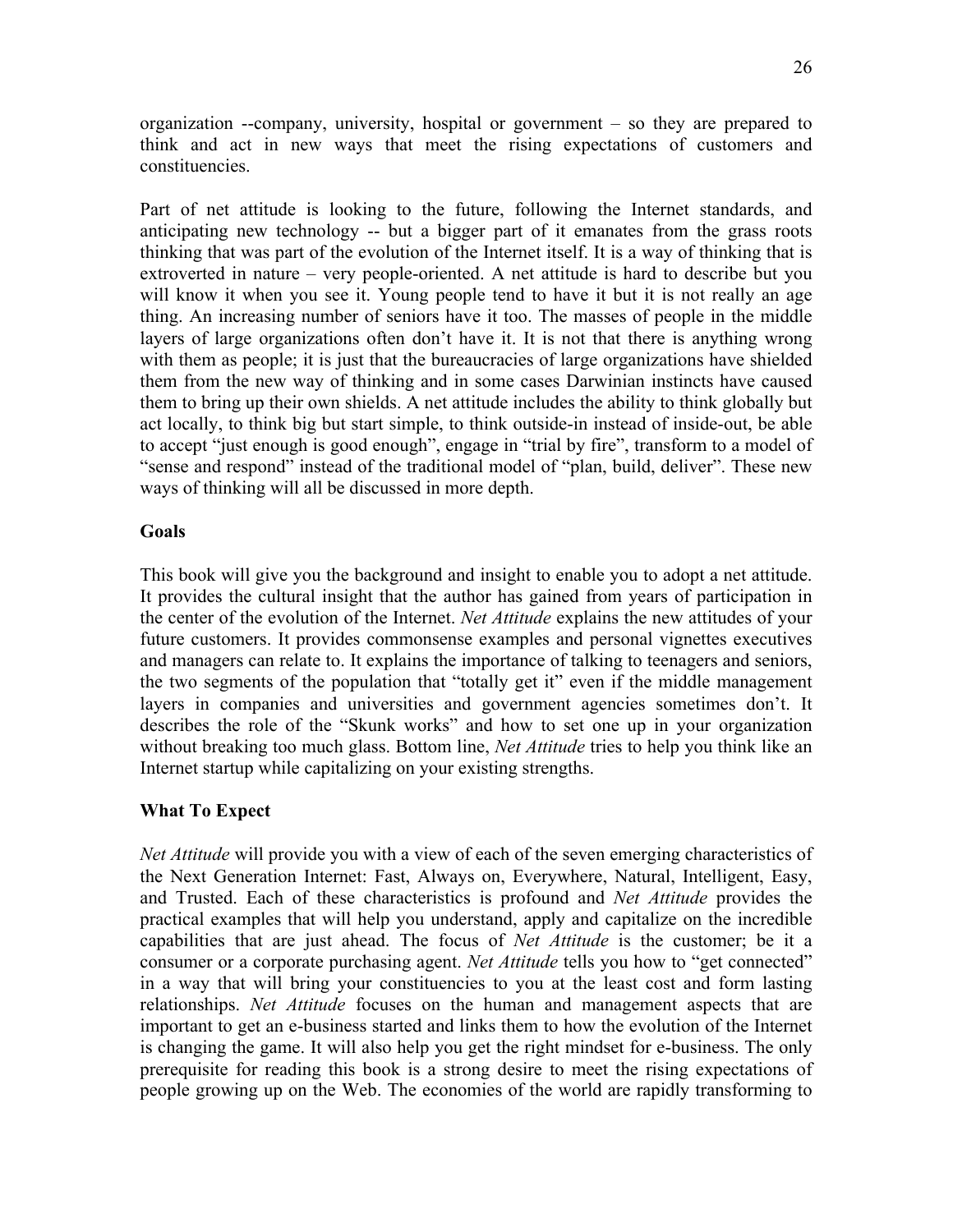organization --company, university, hospital or government – so they are prepared to think and act in new ways that meet the rising expectations of customers and constituencies.

Part of net attitude is looking to the future, following the Internet standards, and anticipating new technology -- but a bigger part of it emanates from the grass roots thinking that was part of the evolution of the Internet itself. It is a way of thinking that is extroverted in nature – very people-oriented. A net attitude is hard to describe but you will know it when you see it. Young people tend to have it but it is not really an age thing. An increasing number of seniors have it too. The masses of people in the middle layers of large organizations often don't have it. It is not that there is anything wrong with them as people; it is just that the bureaucracies of large organizations have shielded them from the new way of thinking and in some cases Darwinian instincts have caused them to bring up their own shields. A net attitude includes the ability to think globally but act locally, to think big but start simple, to think outside-in instead of inside-out, be able to accept "just enough is good enough", engage in "trial by fire", transform to a model of "sense and respond" instead of the traditional model of "plan, build, deliver". These new ways of thinking will all be discussed in more depth.

**Goals**

This book will give you the background and insight to enable you to adopt a net attitude. It provides the cultural insight that the author has gained from years of participation in the center of the evolution of the Internet. *Net Attitude* explains the new attitudes of your future customers. It provides commonsense examples and personal vignettes executives and managers can relate to. It explains the importance of talking to teenagers and seniors, the two segments of the population that "totally get it" even if the middle management layers in companies and universities and government agencies sometimes don't. It describes the role of the "Skunk works" and how to set one up in your organization without breaking too much glass. Bottom line, *Net Attitude* tries to help you think like an Internet startup while capitalizing on your existing strengths.

**What To Expect**

*Net Attitude* will provide you with a view of each of the seven emerging characteristics of the Next Generation Internet: Fast, Always on, Everywhere, Natural, Intelligent, Easy, and Trusted. Each of these characteristics is profound and *Net Attitude* provides the practical examples that will help you understand, apply and capitalize on the incredible capabilities that are just ahead. The focus of *Net Attitude* is the customer; be it a consumer or a corporate purchasing agent. *Net Attitude* tells you how to "get connected" in a way that will bring your constituencies to you at the least cost and form lasting relationships. *Net Attitude* focuses on the human and management aspects that are important to get an e-business started and links them to how the evolution of the Internet is changing the game. It will also help you get the right mindset for e-business. The only prerequisite for reading this book is a strong desire to meet the rising expectations of people growing up on the Web. The economies of the world are rapidly transforming to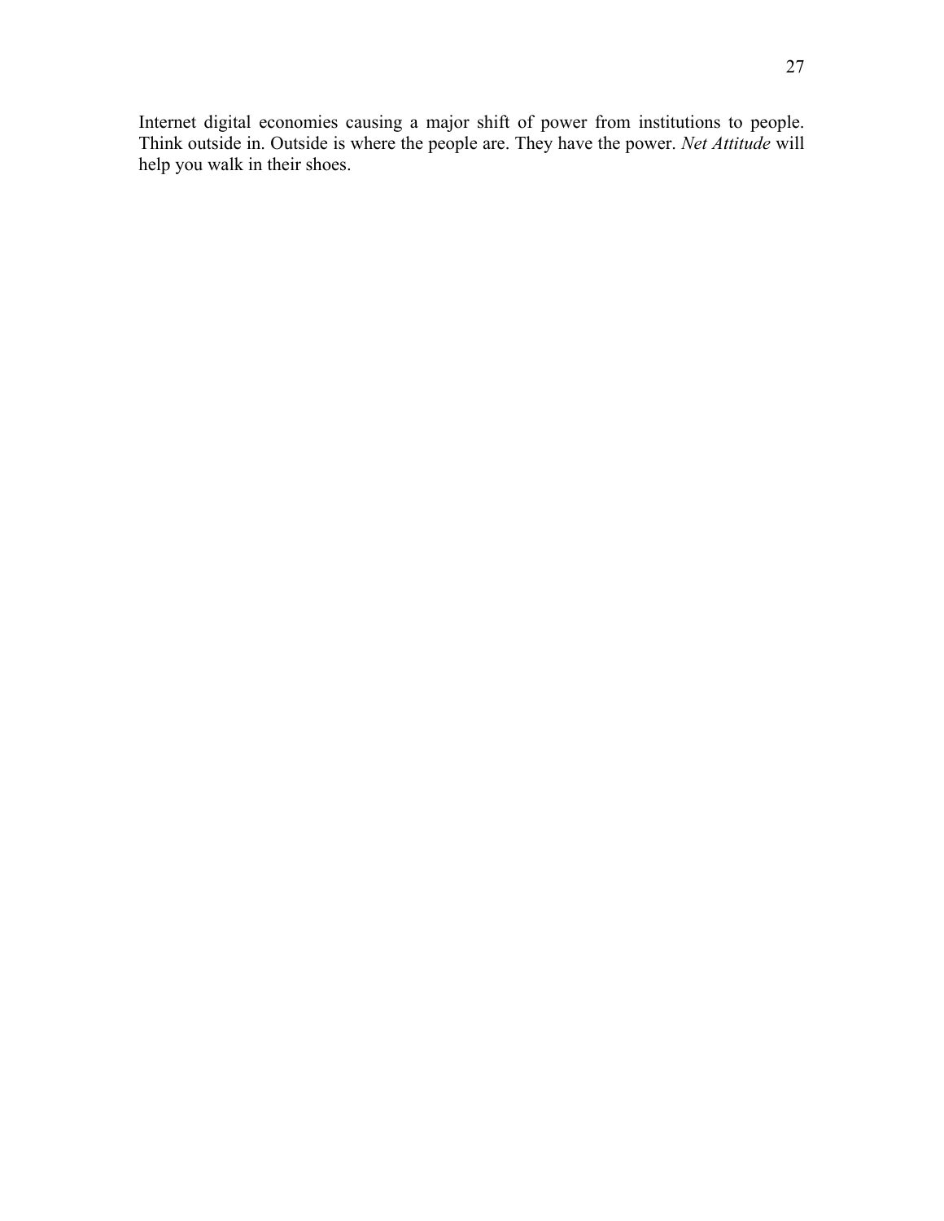Internet digital economies causing a major shift of power from institutions to people. Think outside in. Outside is where the people are. They have the power. *Net Attitude* will help you walk in their shoes.